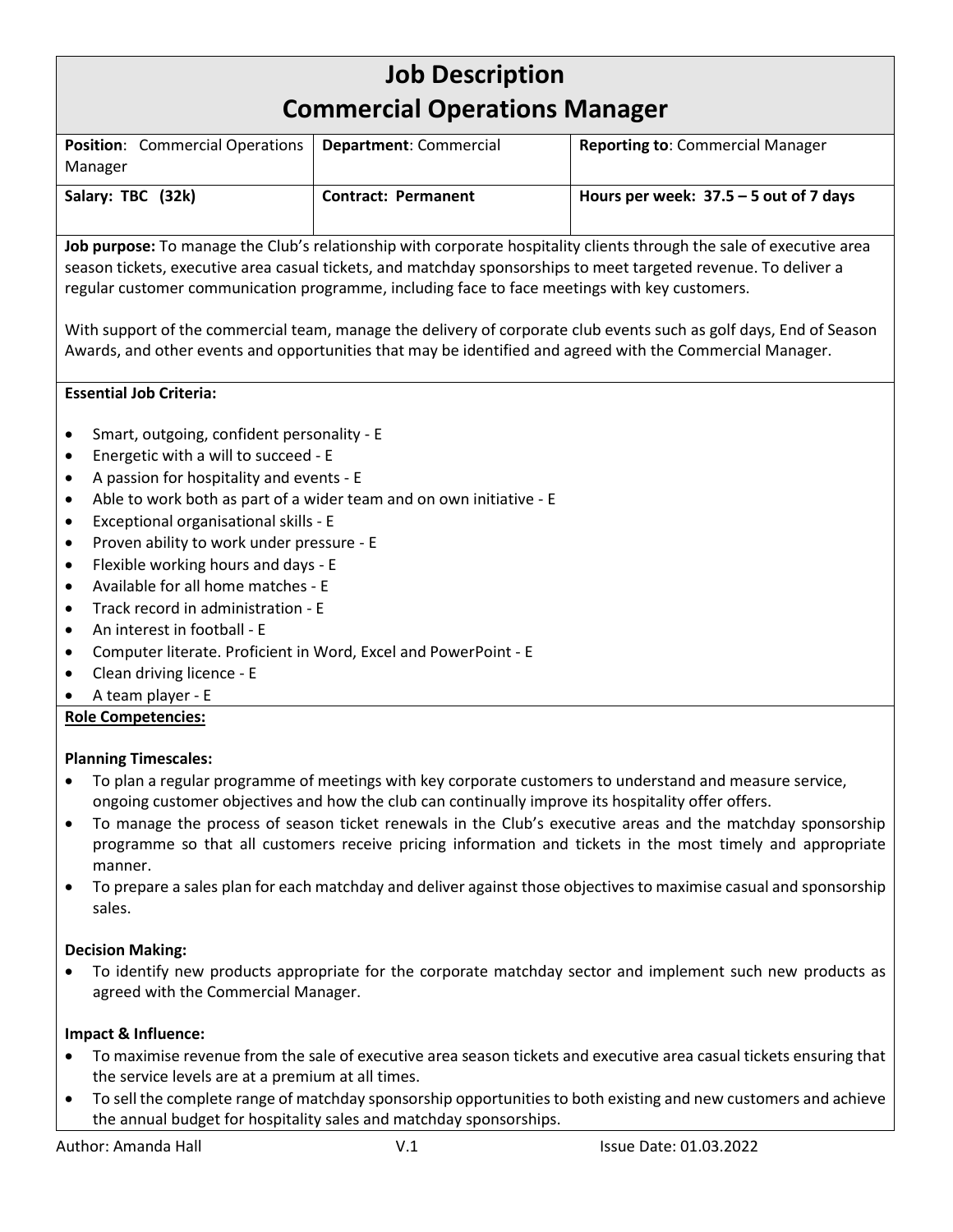# Job Description
# Commercial Operations Manager

| **Position**: Commercial Operations Manager | **Department**: Commercial | **Reporting to**: Commercial Manager |
|---|---|---|
| **Salary: TBC (32k)** | **Contract: Permanent** | **Hours per week: 37.5 – 5 out of 7 days** |

**Job purpose:** To manage the Club's relationship with corporate hospitality clients through the sale of executive area season tickets, executive area casual tickets, and matchday sponsorships to meet targeted revenue. To deliver a regular customer communication programme, including face to face meetings with key customers.

With support of the commercial team, manage the delivery of corporate club events such as golf days, End of Season Awards, and other events and opportunities that may be identified and agreed with the Commercial Manager.

**Essential Job Criteria:**

- Smart, outgoing, confident personality - E
- Energetic with a will to succeed - E
- A passion for hospitality and events - E
- Able to work both as part of a wider team and on own initiative - E
- Exceptional organisational skills - E
- Proven ability to work under pressure - E
- Flexible working hours and days - E
- Available for all home matches - E
- Track record in administration - E
- An interest in football - E
- Computer literate. Proficient in Word, Excel and PowerPoint - E
- Clean driving licence - E
- A team player - E

**Role Competencies:**

**Planning Timescales:**

- To plan a regular programme of meetings with key corporate customers to understand and measure service, ongoing customer objectives and how the club can continually improve its hospitality offer offers.
- To manage the process of season ticket renewals in the Club's executive areas and the matchday sponsorship programme so that all customers receive pricing information and tickets in the most timely and appropriate manner.
- To prepare a sales plan for each matchday and deliver against those objectives to maximise casual and sponsorship sales.

**Decision Making:**

- To identify new products appropriate for the corporate matchday sector and implement such new products as agreed with the Commercial Manager.

**Impact & Influence:**

- To maximise revenue from the sale of executive area season tickets and executive area casual tickets ensuring that the service levels are at a premium at all times.
- To sell the complete range of matchday sponsorship opportunities to both existing and new customers and achieve the annual budget for hospitality sales and matchday sponsorships.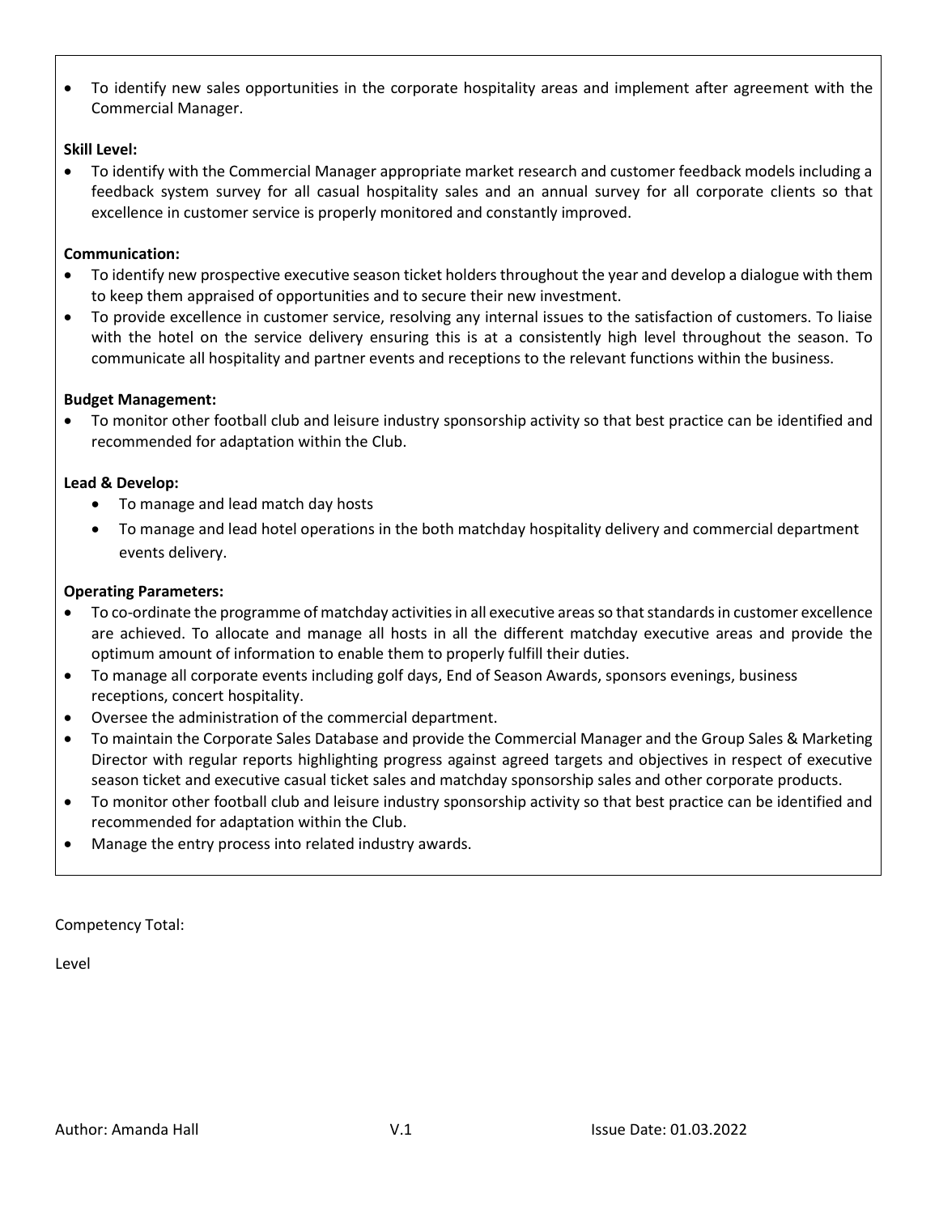- To identify new sales opportunities in the corporate hospitality areas and implement after agreement with the Commercial Manager.

**Skill Level:**

- To identify with the Commercial Manager appropriate market research and customer feedback models including a feedback system survey for all casual hospitality sales and an annual survey for all corporate clients so that excellence in customer service is properly monitored and constantly improved.

**Communication:**

- To identify new prospective executive season ticket holders throughout the year and develop a dialogue with them to keep them appraised of opportunities and to secure their new investment.
- To provide excellence in customer service, resolving any internal issues to the satisfaction of customers. To liaise with the hotel on the service delivery ensuring this is at a consistently high level throughout the season. To communicate all hospitality and partner events and receptions to the relevant functions within the business.

**Budget Management:**

- To monitor other football club and leisure industry sponsorship activity so that best practice can be identified and recommended for adaptation within the Club.

**Lead & Develop:**

- To manage and lead match day hosts
- To manage and lead hotel operations in the both matchday hospitality delivery and commercial department events delivery.

**Operating Parameters:**

- To co-ordinate the programme of matchday activities in all executive areas so that standards in customer excellence are achieved. To allocate and manage all hosts in all the different matchday executive areas and provide the optimum amount of information to enable them to properly fulfill their duties.
- To manage all corporate events including golf days, End of Season Awards, sponsors evenings, business receptions, concert hospitality.
- Oversee the administration of the commercial department.
- To maintain the Corporate Sales Database and provide the Commercial Manager and the Group Sales & Marketing Director with regular reports highlighting progress against agreed targets and objectives in respect of executive season ticket and executive casual ticket sales and matchday sponsorship sales and other corporate products.
- To monitor other football club and leisure industry sponsorship activity so that best practice can be identified and recommended for adaptation within the Club.
- Manage the entry process into related industry awards.

Competency Total:

Level

Author: Amanda Hall V.1 Issue Date: 01.03.2022